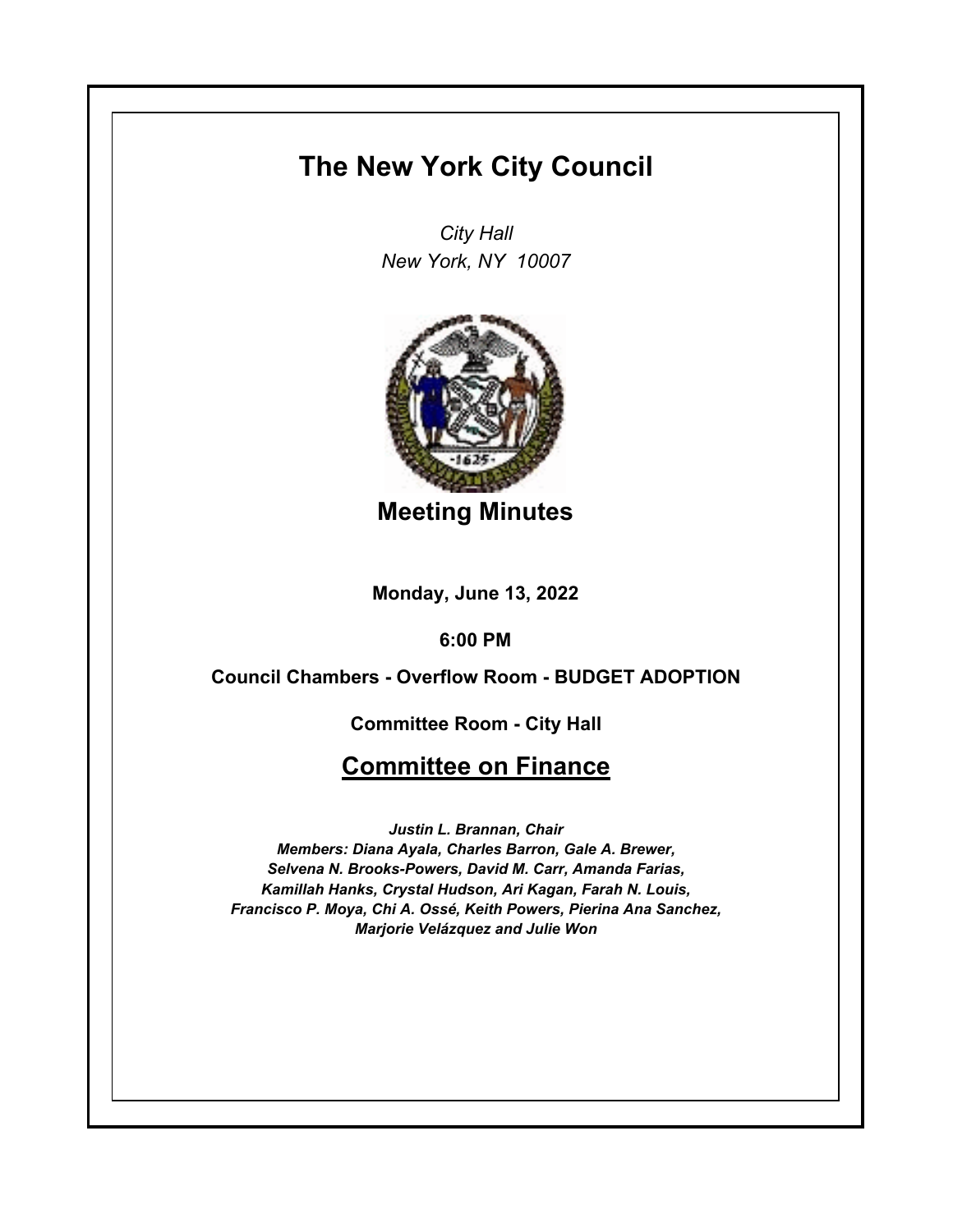# The New York City Council

*City Hall*
*New York, NY 10007*

## Meeting Minutes

**Monday, June 13, 2022**

**6:00 PM**

**Council Chambers - Overflow Room - BUDGET ADOPTION**

**Committee Room - City Hall**

## Committee on Finance

***Justin L. Brannan, Chair***
***Members: Diana Ayala, Charles Barron, Gale A. Brewer, Selvena N. Brooks-Powers, David M. Carr, Amanda Farias, Kamillah Hanks, Crystal Hudson, Ari Kagan, Farah N. Louis, Francisco P. Moya, Chi A. Ossé, Keith Powers, Pierina Ana Sanchez, Marjorie Velázquez and Julie Won***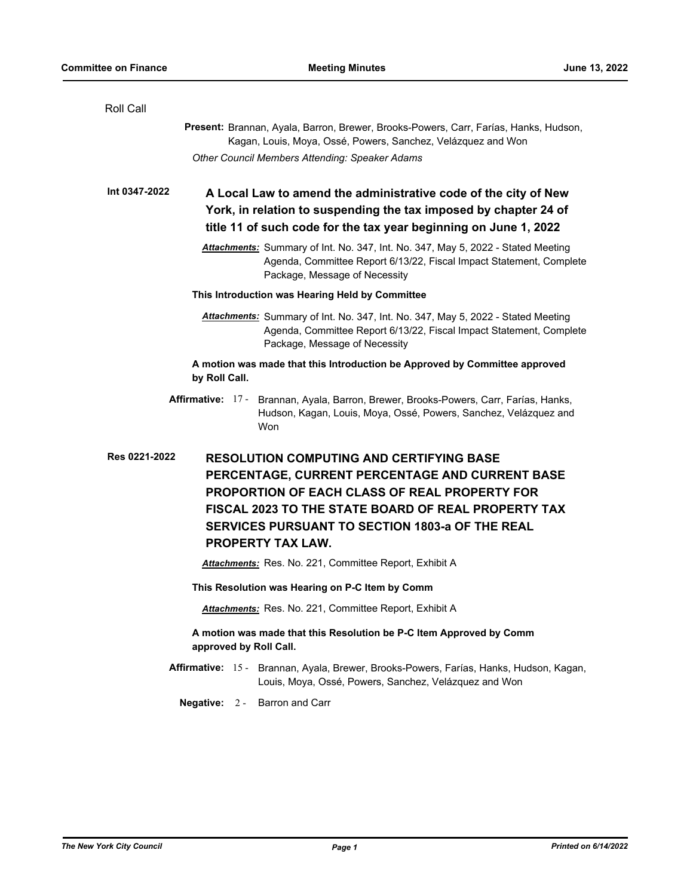Roll Call

**Present:** Brannan, Ayala, Barron, Brewer, Brooks-Powers, Carr, Farías, Hanks, Hudson, Kagan, Louis, Moya, Ossé, Powers, Sanchez, Velázquez and Won

*Other Council Members Attending: Speaker Adams*

**Int 0347-2022**

## A Local Law to amend the administrative code of the city of New York, in relation to suspending the tax imposed by chapter 24 of title 11 of such code for the tax year beginning on June 1, 2022

***Attachments:*** Summary of Int. No. 347, Int. No. 347, May 5, 2022 - Stated Meeting Agenda, Committee Report 6/13/22, Fiscal Impact Statement, Complete Package, Message of Necessity

**This Introduction was Hearing Held by Committee**

***Attachments:*** Summary of Int. No. 347, Int. No. 347, May 5, 2022 - Stated Meeting Agenda, Committee Report 6/13/22, Fiscal Impact Statement, Complete Package, Message of Necessity

**A motion was made that this Introduction be Approved by Committee approved by Roll Call.**

**Affirmative:** 17 - Brannan, Ayala, Barron, Brewer, Brooks-Powers, Carr, Farías, Hanks, Hudson, Kagan, Louis, Moya, Ossé, Powers, Sanchez, Velázquez and Won

**Res 0221-2022**

## RESOLUTION COMPUTING AND CERTIFYING BASE PERCENTAGE, CURRENT PERCENTAGE AND CURRENT BASE PROPORTION OF EACH CLASS OF REAL PROPERTY FOR FISCAL 2023 TO THE STATE BOARD OF REAL PROPERTY TAX SERVICES PURSUANT TO SECTION 1803-a OF THE REAL PROPERTY TAX LAW.

***Attachments:*** Res. No. 221, Committee Report, Exhibit A

**This Resolution was Hearing on P-C Item by Comm**

***Attachments:*** Res. No. 221, Committee Report, Exhibit A

**A motion was made that this Resolution be P-C Item Approved by Comm approved by Roll Call.**

**Affirmative:** 15 - Brannan, Ayala, Brewer, Brooks-Powers, Farías, Hanks, Hudson, Kagan, Louis, Moya, Ossé, Powers, Sanchez, Velázquez and Won

**Negative:** 2 - Barron and Carr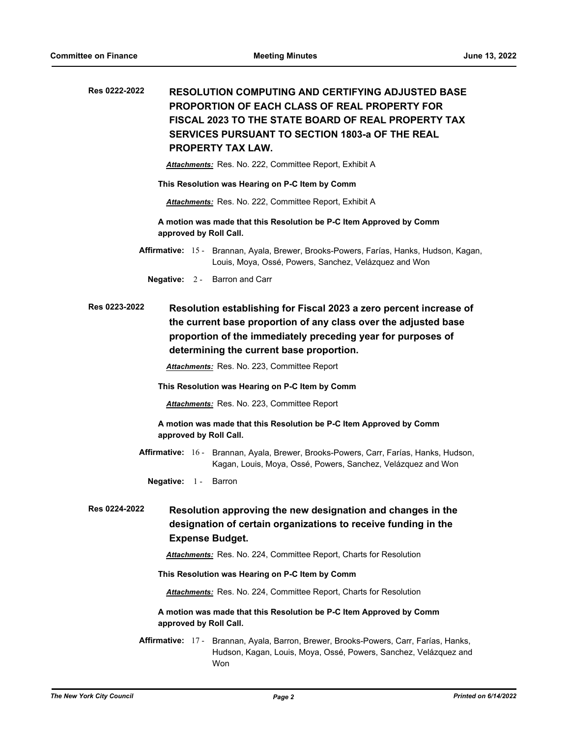**Res 0222-2022** **RESOLUTION COMPUTING AND CERTIFYING ADJUSTED BASE PROPORTION OF EACH CLASS OF REAL PROPERTY FOR FISCAL 2023 TO THE STATE BOARD OF REAL PROPERTY TAX SERVICES PURSUANT TO SECTION 1803-a OF THE REAL PROPERTY TAX LAW.**

***Attachments:*** Res. No. 222, Committee Report, Exhibit A

**This Resolution was Hearing on P-C Item by Comm**

***Attachments:*** Res. No. 222, Committee Report, Exhibit A

**A motion was made that this Resolution be P-C Item Approved by Comm approved by Roll Call.**

**Affirmative:** 15 - Brannan, Ayala, Brewer, Brooks-Powers, Farías, Hanks, Hudson, Kagan, Louis, Moya, Ossé, Powers, Sanchez, Velázquez and Won

**Negative:** 2 - Barron and Carr

**Res 0223-2022** **Resolution establishing for Fiscal 2023 a zero percent increase of the current base proportion of any class over the adjusted base proportion of the immediately preceding year for purposes of determining the current base proportion.**

***Attachments:*** Res. No. 223, Committee Report

**This Resolution was Hearing on P-C Item by Comm**

***Attachments:*** Res. No. 223, Committee Report

**A motion was made that this Resolution be P-C Item Approved by Comm approved by Roll Call.**

**Affirmative:** 16 - Brannan, Ayala, Brewer, Brooks-Powers, Carr, Farías, Hanks, Hudson, Kagan, Louis, Moya, Ossé, Powers, Sanchez, Velázquez and Won

**Negative:** 1 - Barron

**Res 0224-2022** **Resolution approving the new designation and changes in the designation of certain organizations to receive funding in the Expense Budget.**

***Attachments:*** Res. No. 224, Committee Report, Charts for Resolution

**This Resolution was Hearing on P-C Item by Comm**

***Attachments:*** Res. No. 224, Committee Report, Charts for Resolution

**A motion was made that this Resolution be P-C Item Approved by Comm approved by Roll Call.**

**Affirmative:** 17 - Brannan, Ayala, Barron, Brewer, Brooks-Powers, Carr, Farías, Hanks, Hudson, Kagan, Louis, Moya, Ossé, Powers, Sanchez, Velázquez and Won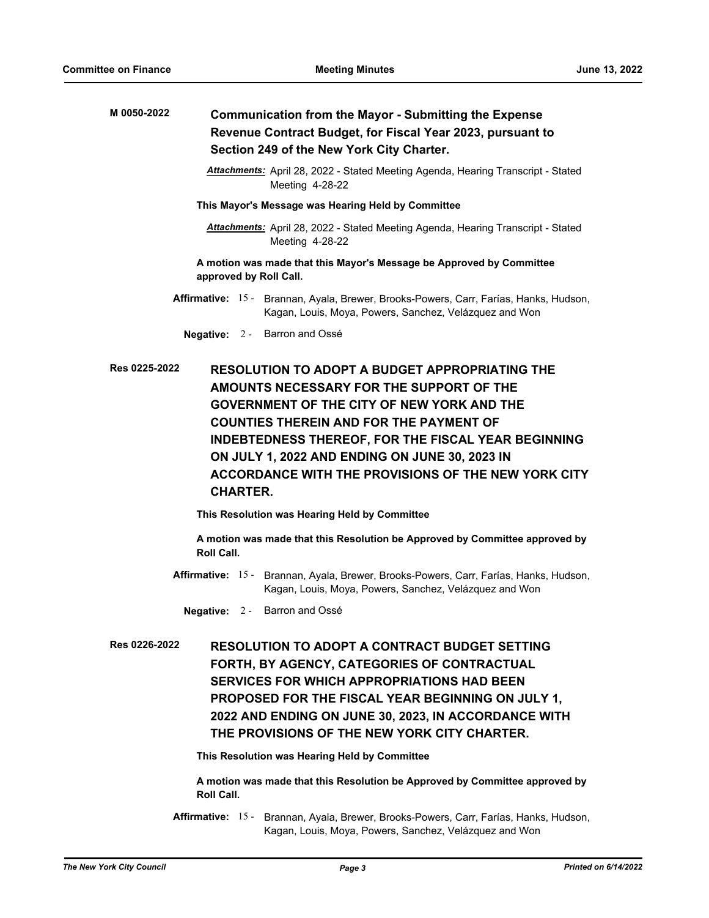**M 0050-2022** **Communication from the Mayor - Submitting the Expense Revenue Contract Budget, for Fiscal Year 2023, pursuant to Section 249 of the New York City Charter.**

*Attachments:* April 28, 2022 - Stated Meeting Agenda, Hearing Transcript - Stated Meeting 4-28-22

**This Mayor's Message was Hearing Held by Committee**

*Attachments:* April 28, 2022 - Stated Meeting Agenda, Hearing Transcript - Stated Meeting 4-28-22

**A motion was made that this Mayor's Message be Approved by Committee approved by Roll Call.**

**Affirmative:** 15 - Brannan, Ayala, Brewer, Brooks-Powers, Carr, Farías, Hanks, Hudson, Kagan, Louis, Moya, Powers, Sanchez, Velázquez and Won

**Negative:** 2 - Barron and Ossé

**Res 0225-2022** **RESOLUTION TO ADOPT A BUDGET APPROPRIATING THE AMOUNTS NECESSARY FOR THE SUPPORT OF THE GOVERNMENT OF THE CITY OF NEW YORK AND THE COUNTIES THEREIN AND FOR THE PAYMENT OF INDEBTEDNESS THEREOF, FOR THE FISCAL YEAR BEGINNING ON JULY 1, 2022 AND ENDING ON JUNE 30, 2023 IN ACCORDANCE WITH THE PROVISIONS OF THE NEW YORK CITY CHARTER.**

**This Resolution was Hearing Held by Committee**

**A motion was made that this Resolution be Approved by Committee approved by Roll Call.**

**Affirmative:** 15 - Brannan, Ayala, Brewer, Brooks-Powers, Carr, Farías, Hanks, Hudson, Kagan, Louis, Moya, Powers, Sanchez, Velázquez and Won

**Negative:** 2 - Barron and Ossé

**Res 0226-2022** **RESOLUTION TO ADOPT A CONTRACT BUDGET SETTING FORTH, BY AGENCY, CATEGORIES OF CONTRACTUAL SERVICES FOR WHICH APPROPRIATIONS HAD BEEN PROPOSED FOR THE FISCAL YEAR BEGINNING ON JULY 1, 2022 AND ENDING ON JUNE 30, 2023, IN ACCORDANCE WITH THE PROVISIONS OF THE NEW YORK CITY CHARTER.**

**This Resolution was Hearing Held by Committee**

**A motion was made that this Resolution be Approved by Committee approved by Roll Call.**

**Affirmative:** 15 - Brannan, Ayala, Brewer, Brooks-Powers, Carr, Farías, Hanks, Hudson, Kagan, Louis, Moya, Powers, Sanchez, Velázquez and Won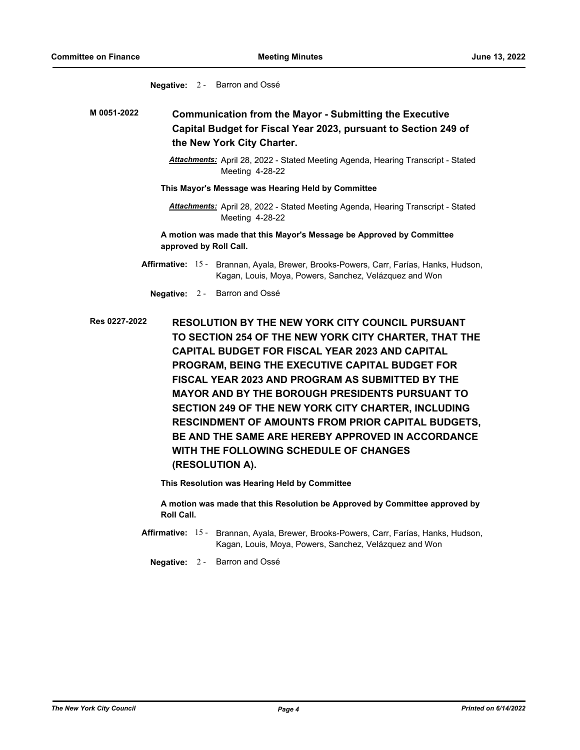**Negative:** 2 - Barron and Ossé

**M 0051-2022** **Communication from the Mayor - Submitting the Executive Capital Budget for Fiscal Year 2023, pursuant to Section 249 of the New York City Charter.**

***Attachments:*** April 28, 2022 - Stated Meeting Agenda, Hearing Transcript - Stated Meeting 4-28-22

**This Mayor's Message was Hearing Held by Committee**

***Attachments:*** April 28, 2022 - Stated Meeting Agenda, Hearing Transcript - Stated Meeting 4-28-22

**A motion was made that this Mayor's Message be Approved by Committee approved by Roll Call.**

**Affirmative:** 15 - Brannan, Ayala, Brewer, Brooks-Powers, Carr, Farías, Hanks, Hudson, Kagan, Louis, Moya, Powers, Sanchez, Velázquez and Won

**Negative:** 2 - Barron and Ossé

**Res 0227-2022** **RESOLUTION BY THE NEW YORK CITY COUNCIL PURSUANT TO SECTION 254 OF THE NEW YORK CITY CHARTER, THAT THE CAPITAL BUDGET FOR FISCAL YEAR 2023 AND CAPITAL PROGRAM, BEING THE EXECUTIVE CAPITAL BUDGET FOR FISCAL YEAR 2023 AND PROGRAM AS SUBMITTED BY THE MAYOR AND BY THE BOROUGH PRESIDENTS PURSUANT TO SECTION 249 OF THE NEW YORK CITY CHARTER, INCLUDING RESCINDMENT OF AMOUNTS FROM PRIOR CAPITAL BUDGETS, BE AND THE SAME ARE HEREBY APPROVED IN ACCORDANCE WITH THE FOLLOWING SCHEDULE OF CHANGES (RESOLUTION A).**

**This Resolution was Hearing Held by Committee**

**A motion was made that this Resolution be Approved by Committee approved by Roll Call.**

**Affirmative:** 15 - Brannan, Ayala, Brewer, Brooks-Powers, Carr, Farías, Hanks, Hudson, Kagan, Louis, Moya, Powers, Sanchez, Velázquez and Won

**Negative:** 2 - Barron and Ossé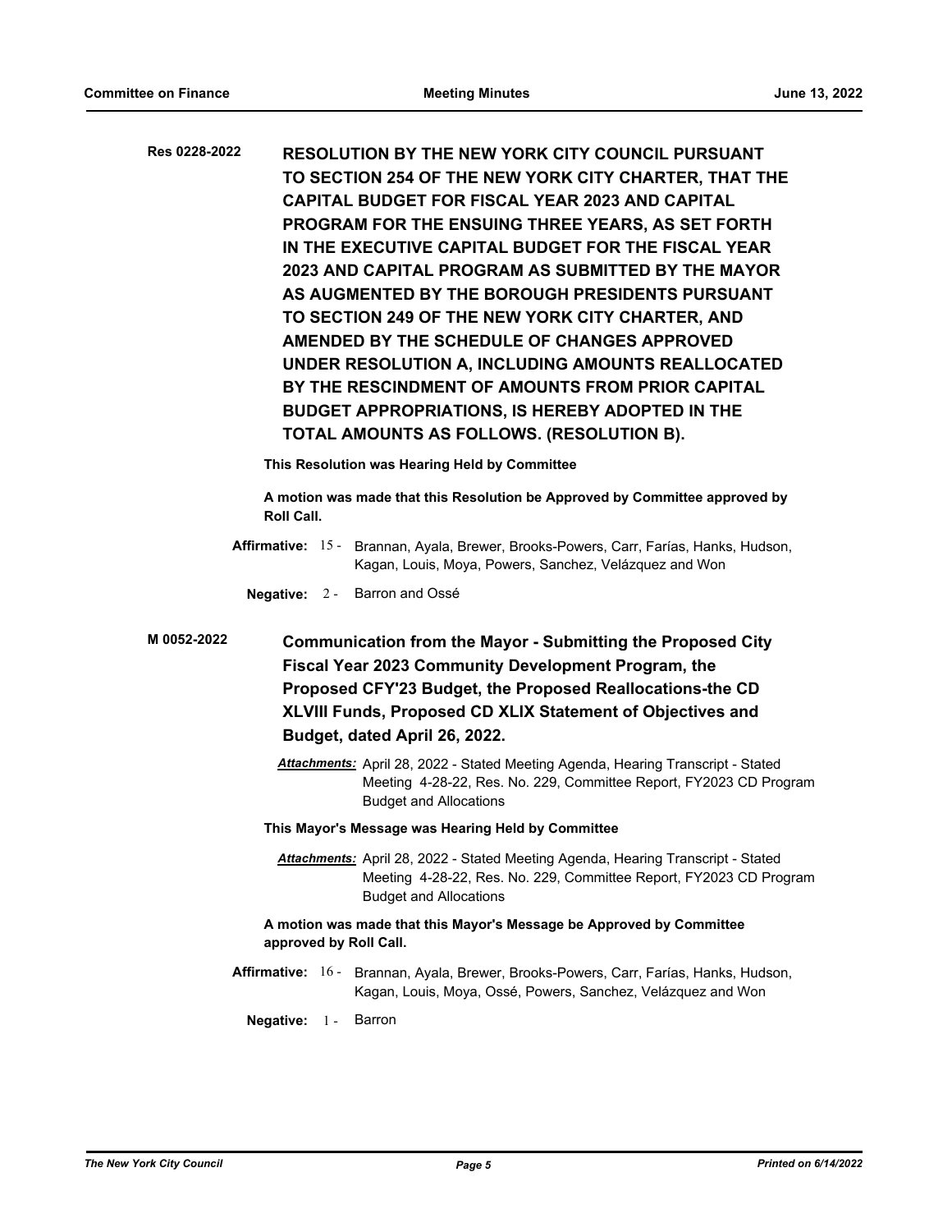**Res 0228-2022** **RESOLUTION BY THE NEW YORK CITY COUNCIL PURSUANT TO SECTION 254 OF THE NEW YORK CITY CHARTER, THAT THE CAPITAL BUDGET FOR FISCAL YEAR 2023 AND CAPITAL PROGRAM FOR THE ENSUING THREE YEARS, AS SET FORTH IN THE EXECUTIVE CAPITAL BUDGET FOR THE FISCAL YEAR 2023 AND CAPITAL PROGRAM AS SUBMITTED BY THE MAYOR AS AUGMENTED BY THE BOROUGH PRESIDENTS PURSUANT TO SECTION 249 OF THE NEW YORK CITY CHARTER, AND AMENDED BY THE SCHEDULE OF CHANGES APPROVED UNDER RESOLUTION A, INCLUDING AMOUNTS REALLOCATED BY THE RESCINDMENT OF AMOUNTS FROM PRIOR CAPITAL BUDGET APPROPRIATIONS, IS HEREBY ADOPTED IN THE TOTAL AMOUNTS AS FOLLOWS. (RESOLUTION B).**

**This Resolution was Hearing Held by Committee**

**A motion was made that this Resolution be Approved by Committee approved by Roll Call.**

**Affirmative:** 15 - Brannan, Ayala, Brewer, Brooks-Powers, Carr, Farías, Hanks, Hudson, Kagan, Louis, Moya, Powers, Sanchez, Velázquez and Won

**Negative:** 2 - Barron and Ossé

**M 0052-2022** **Communication from the Mayor - Submitting the Proposed City Fiscal Year 2023 Community Development Program, the Proposed CFY'23 Budget, the Proposed Reallocations-the CD XLVIII Funds, Proposed CD XLIX Statement of Objectives and Budget, dated April 26, 2022.**

***Attachments:*** April 28, 2022 - Stated Meeting Agenda, Hearing Transcript - Stated Meeting 4-28-22, Res. No. 229, Committee Report, FY2023 CD Program Budget and Allocations

**This Mayor's Message was Hearing Held by Committee**

***Attachments:*** April 28, 2022 - Stated Meeting Agenda, Hearing Transcript - Stated Meeting 4-28-22, Res. No. 229, Committee Report, FY2023 CD Program Budget and Allocations

**A motion was made that this Mayor's Message be Approved by Committee approved by Roll Call.**

**Affirmative:** 16 - Brannan, Ayala, Brewer, Brooks-Powers, Carr, Farías, Hanks, Hudson, Kagan, Louis, Moya, Ossé, Powers, Sanchez, Velázquez and Won

**Negative:** 1 - Barron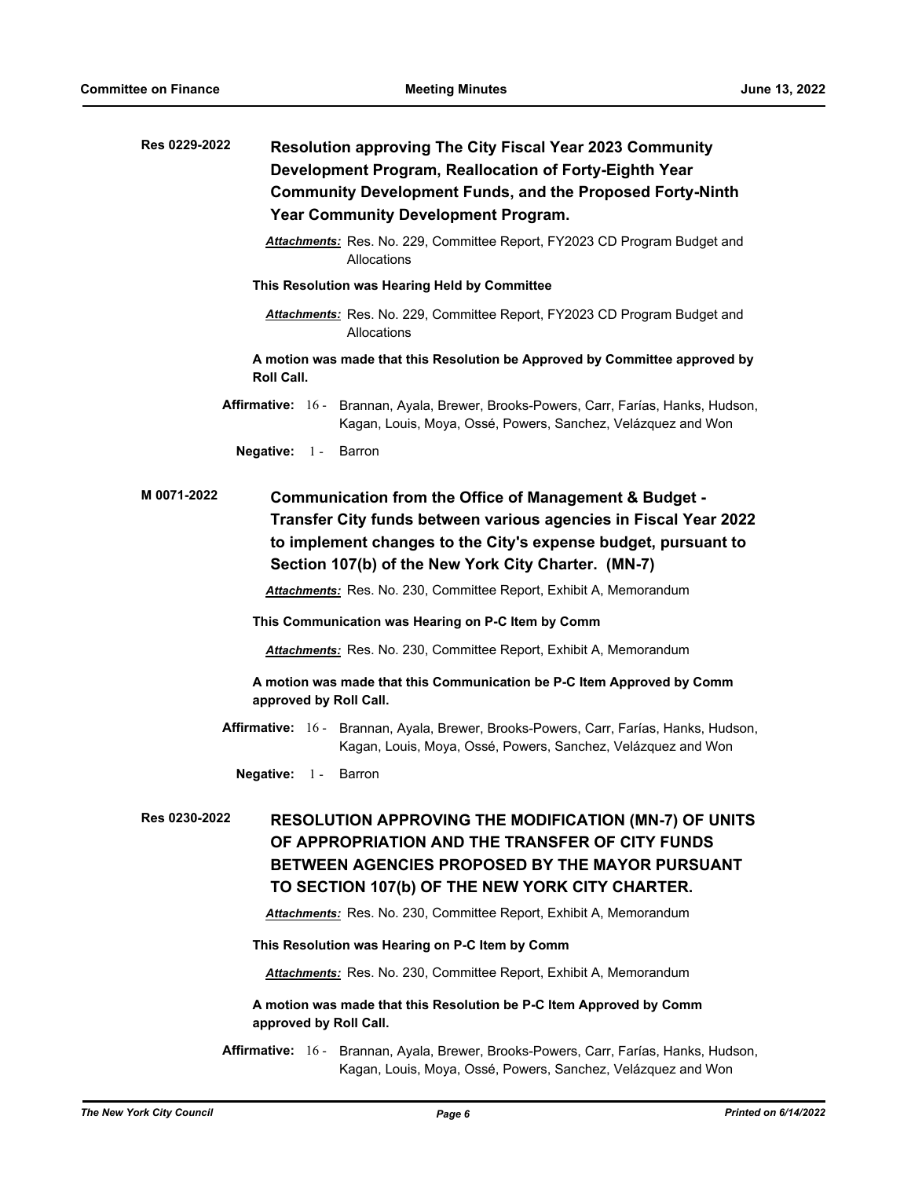**Res 0229-2022** **Resolution approving The City Fiscal Year 2023 Community Development Program, Reallocation of Forty-Eighth Year Community Development Funds, and the Proposed Forty-Ninth Year Community Development Program.**

***Attachments:*** Res. No. 229, Committee Report, FY2023 CD Program Budget and Allocations

**This Resolution was Hearing Held by Committee**

***Attachments:*** Res. No. 229, Committee Report, FY2023 CD Program Budget and Allocations

**A motion was made that this Resolution be Approved by Committee approved by Roll Call.**

**Affirmative:** 16 - Brannan, Ayala, Brewer, Brooks-Powers, Carr, Farías, Hanks, Hudson, Kagan, Louis, Moya, Ossé, Powers, Sanchez, Velázquez and Won

**Negative:** 1 - Barron

**M 0071-2022** **Communication from the Office of Management & Budget - Transfer City funds between various agencies in Fiscal Year 2022 to implement changes to the City's expense budget, pursuant to Section 107(b) of the New York City Charter. (MN-7)**

***Attachments:*** Res. No. 230, Committee Report, Exhibit A, Memorandum

**This Communication was Hearing on P-C Item by Comm**

***Attachments:*** Res. No. 230, Committee Report, Exhibit A, Memorandum

**A motion was made that this Communication be P-C Item Approved by Comm approved by Roll Call.**

**Affirmative:** 16 - Brannan, Ayala, Brewer, Brooks-Powers, Carr, Farías, Hanks, Hudson, Kagan, Louis, Moya, Ossé, Powers, Sanchez, Velázquez and Won

**Negative:** 1 - Barron

**Res 0230-2022** **RESOLUTION APPROVING THE MODIFICATION (MN-7) OF UNITS OF APPROPRIATION AND THE TRANSFER OF CITY FUNDS BETWEEN AGENCIES PROPOSED BY THE MAYOR PURSUANT TO SECTION 107(b) OF THE NEW YORK CITY CHARTER.**

***Attachments:*** Res. No. 230, Committee Report, Exhibit A, Memorandum

**This Resolution was Hearing on P-C Item by Comm**

***Attachments:*** Res. No. 230, Committee Report, Exhibit A, Memorandum

**A motion was made that this Resolution be P-C Item Approved by Comm approved by Roll Call.**

**Affirmative:** 16 - Brannan, Ayala, Brewer, Brooks-Powers, Carr, Farías, Hanks, Hudson, Kagan, Louis, Moya, Ossé, Powers, Sanchez, Velázquez and Won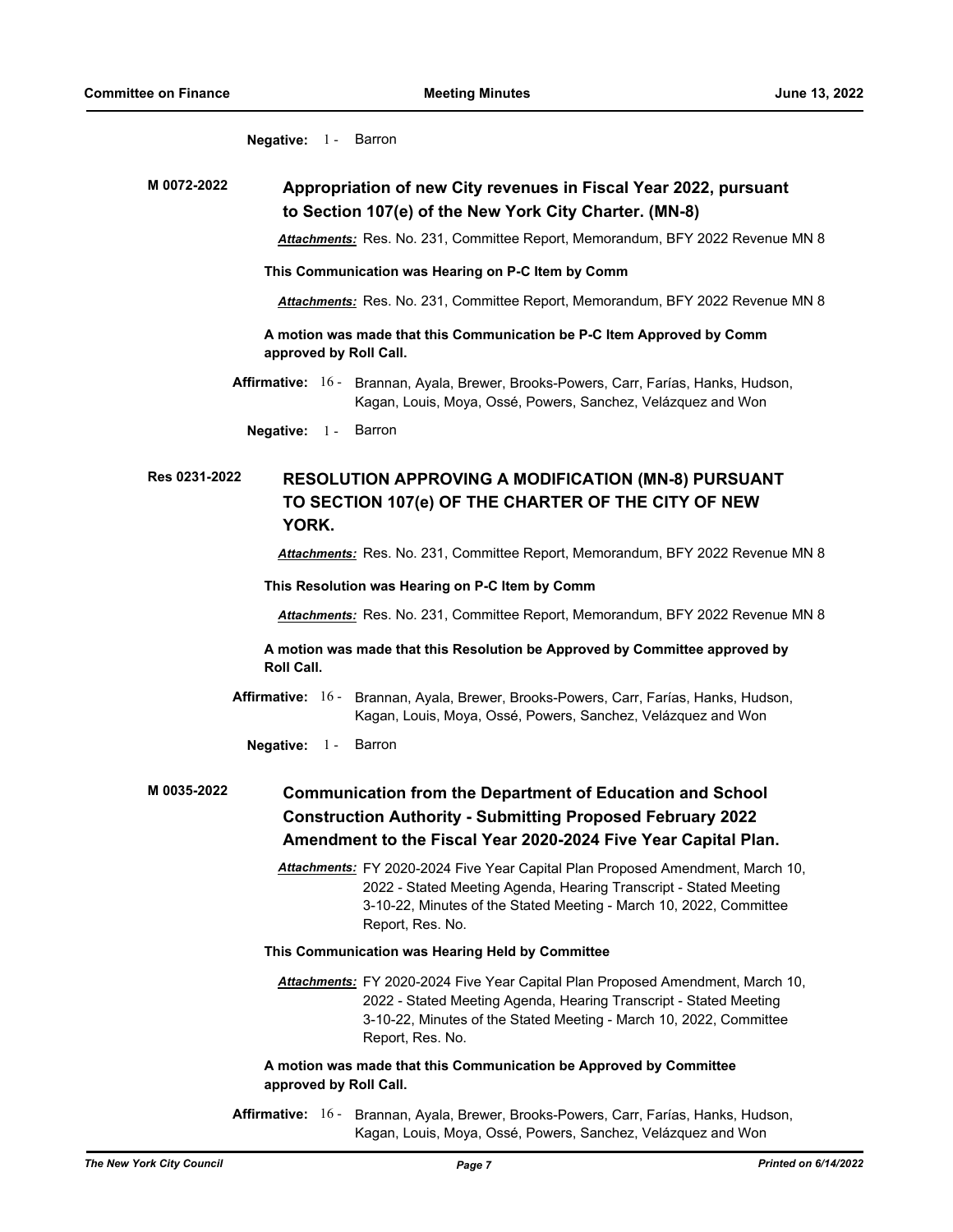**Negative:** 1 - Barron

**M 0072-2022** **Appropriation of new City revenues in Fiscal Year 2022, pursuant to Section 107(e) of the New York City Charter. (MN-8)**

***Attachments:*** Res. No. 231, Committee Report, Memorandum, BFY 2022 Revenue MN 8

**This Communication was Hearing on P-C Item by Comm**

***Attachments:*** Res. No. 231, Committee Report, Memorandum, BFY 2022 Revenue MN 8

**A motion was made that this Communication be P-C Item Approved by Comm approved by Roll Call.**

**Affirmative:** 16 - Brannan, Ayala, Brewer, Brooks-Powers, Carr, Farías, Hanks, Hudson, Kagan, Louis, Moya, Ossé, Powers, Sanchez, Velázquez and Won

**Negative:** 1 - Barron

**Res 0231-2022** **RESOLUTION APPROVING A MODIFICATION (MN-8) PURSUANT TO SECTION 107(e) OF THE CHARTER OF THE CITY OF NEW YORK.**

***Attachments:*** Res. No. 231, Committee Report, Memorandum, BFY 2022 Revenue MN 8

**This Resolution was Hearing on P-C Item by Comm**

***Attachments:*** Res. No. 231, Committee Report, Memorandum, BFY 2022 Revenue MN 8

**A motion was made that this Resolution be Approved by Committee approved by Roll Call.**

**Affirmative:** 16 - Brannan, Ayala, Brewer, Brooks-Powers, Carr, Farías, Hanks, Hudson, Kagan, Louis, Moya, Ossé, Powers, Sanchez, Velázquez and Won

**Negative:** 1 - Barron

**M 0035-2022** **Communication from the Department of Education and School Construction Authority - Submitting Proposed February 2022 Amendment to the Fiscal Year 2020-2024 Five Year Capital Plan.**

***Attachments:*** FY 2020-2024 Five Year Capital Plan Proposed Amendment, March 10, 2022 - Stated Meeting Agenda, Hearing Transcript - Stated Meeting 3-10-22, Minutes of the Stated Meeting - March 10, 2022, Committee Report, Res. No.

**This Communication was Hearing Held by Committee**

***Attachments:*** FY 2020-2024 Five Year Capital Plan Proposed Amendment, March 10, 2022 - Stated Meeting Agenda, Hearing Transcript - Stated Meeting 3-10-22, Minutes of the Stated Meeting - March 10, 2022, Committee Report, Res. No.

**A motion was made that this Communication be Approved by Committee approved by Roll Call.**

**Affirmative:** 16 - Brannan, Ayala, Brewer, Brooks-Powers, Carr, Farías, Hanks, Hudson, Kagan, Louis, Moya, Ossé, Powers, Sanchez, Velázquez and Won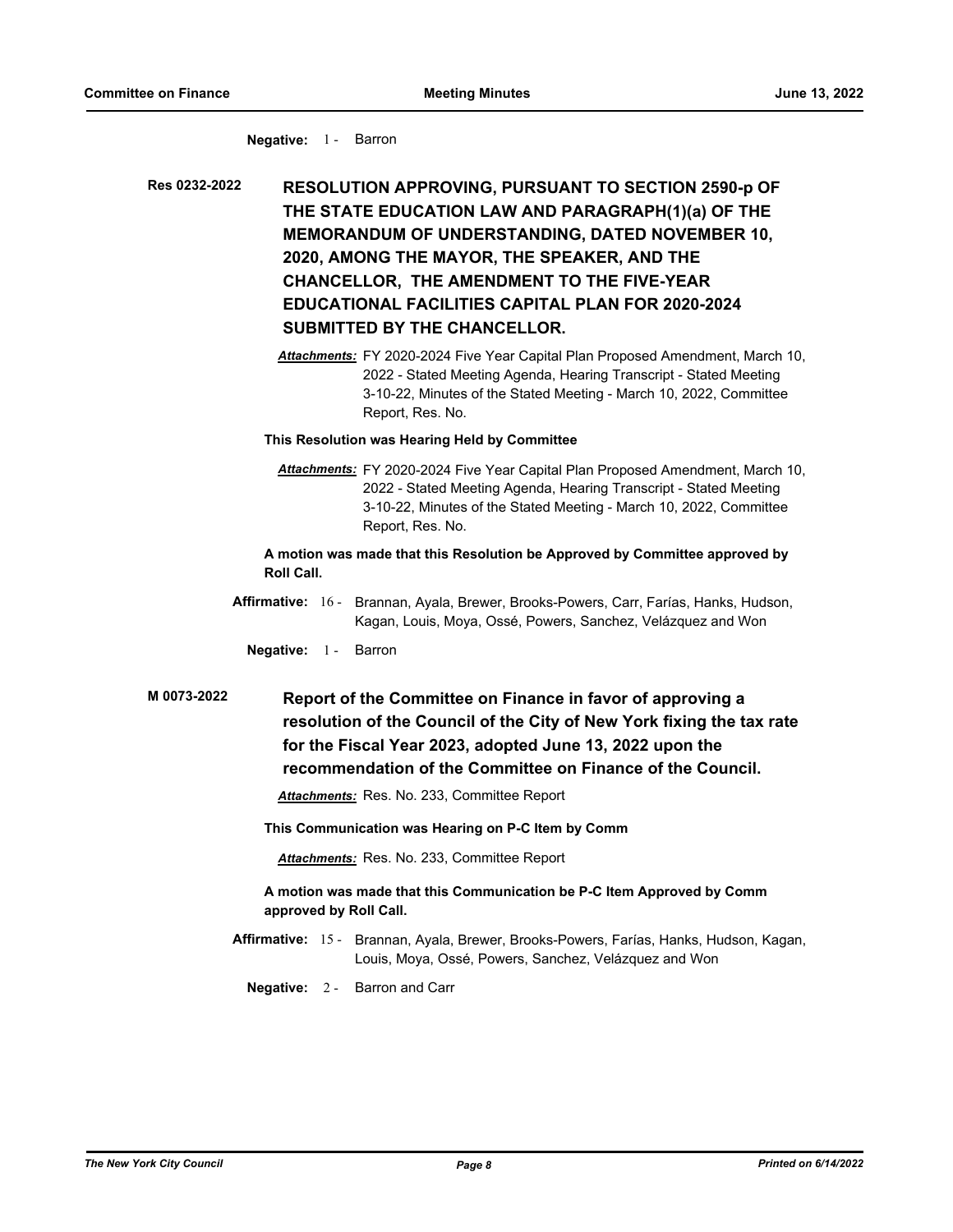**Negative:** 1 - Barron

**Res 0232-2022** **RESOLUTION APPROVING, PURSUANT TO SECTION 2590-p OF THE STATE EDUCATION LAW AND PARAGRAPH(1)(a) OF THE MEMORANDUM OF UNDERSTANDING, DATED NOVEMBER 10, 2020, AMONG THE MAYOR, THE SPEAKER, AND THE CHANCELLOR, THE AMENDMENT TO THE FIVE-YEAR EDUCATIONAL FACILITIES CAPITAL PLAN FOR 2020-2024 SUBMITTED BY THE CHANCELLOR.**

***Attachments:*** FY 2020-2024 Five Year Capital Plan Proposed Amendment, March 10, 2022 - Stated Meeting Agenda, Hearing Transcript - Stated Meeting 3-10-22, Minutes of the Stated Meeting - March 10, 2022, Committee Report, Res. No.

**This Resolution was Hearing Held by Committee**

***Attachments:*** FY 2020-2024 Five Year Capital Plan Proposed Amendment, March 10, 2022 - Stated Meeting Agenda, Hearing Transcript - Stated Meeting 3-10-22, Minutes of the Stated Meeting - March 10, 2022, Committee Report, Res. No.

**A motion was made that this Resolution be Approved by Committee approved by Roll Call.**

**Affirmative:** 16 - Brannan, Ayala, Brewer, Brooks-Powers, Carr, Farías, Hanks, Hudson, Kagan, Louis, Moya, Ossé, Powers, Sanchez, Velázquez and Won

**Negative:** 1 - Barron

**M 0073-2022** **Report of the Committee on Finance in favor of approving a resolution of the Council of the City of New York fixing the tax rate for the Fiscal Year 2023, adopted June 13, 2022 upon the recommendation of the Committee on Finance of the Council.**

***Attachments:*** Res. No. 233, Committee Report

**This Communication was Hearing on P-C Item by Comm**

***Attachments:*** Res. No. 233, Committee Report

**A motion was made that this Communication be P-C Item Approved by Comm approved by Roll Call.**

**Affirmative:** 15 - Brannan, Ayala, Brewer, Brooks-Powers, Farías, Hanks, Hudson, Kagan, Louis, Moya, Ossé, Powers, Sanchez, Velázquez and Won

**Negative:** 2 - Barron and Carr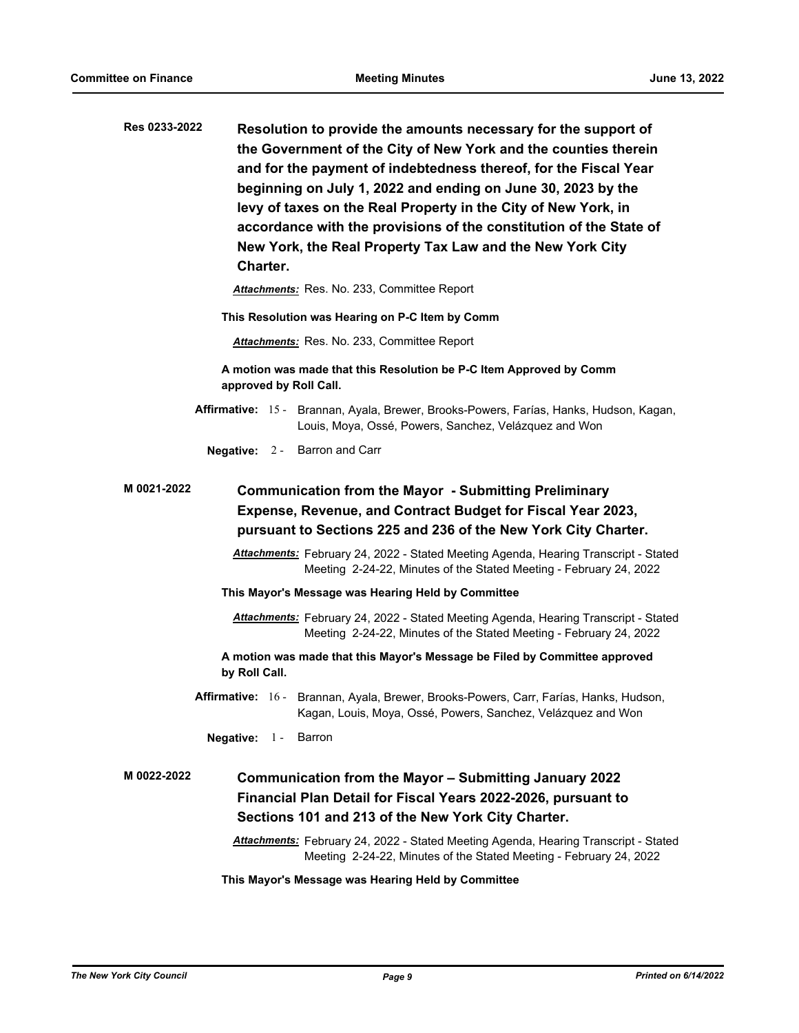**Res 0233-2022** **Resolution to provide the amounts necessary for the support of the Government of the City of New York and the counties therein and for the payment of indebtedness thereof, for the Fiscal Year beginning on July 1, 2022 and ending on June 30, 2023 by the levy of taxes on the Real Property in the City of New York, in accordance with the provisions of the constitution of the State of New York, the Real Property Tax Law and the New York City Charter.**

***Attachments:*** Res. No. 233, Committee Report

**This Resolution was Hearing on P-C Item by Comm**

***Attachments:*** Res. No. 233, Committee Report

**A motion was made that this Resolution be P-C Item Approved by Comm approved by Roll Call.**

**Affirmative:** 15 - Brannan, Ayala, Brewer, Brooks-Powers, Farías, Hanks, Hudson, Kagan, Louis, Moya, Ossé, Powers, Sanchez, Velázquez and Won

**Negative:** 2 - Barron and Carr

**M 0021-2022** **Communication from the Mayor - Submitting Preliminary Expense, Revenue, and Contract Budget for Fiscal Year 2023, pursuant to Sections 225 and 236 of the New York City Charter.**

***Attachments:*** February 24, 2022 - Stated Meeting Agenda, Hearing Transcript - Stated Meeting 2-24-22, Minutes of the Stated Meeting - February 24, 2022

**This Mayor's Message was Hearing Held by Committee**

***Attachments:*** February 24, 2022 - Stated Meeting Agenda, Hearing Transcript - Stated Meeting 2-24-22, Minutes of the Stated Meeting - February 24, 2022

**A motion was made that this Mayor's Message be Filed by Committee approved by Roll Call.**

**Affirmative:** 16 - Brannan, Ayala, Brewer, Brooks-Powers, Carr, Farías, Hanks, Hudson, Kagan, Louis, Moya, Ossé, Powers, Sanchez, Velázquez and Won

**Negative:** 1 - Barron

**M 0022-2022** **Communication from the Mayor – Submitting January 2022 Financial Plan Detail for Fiscal Years 2022-2026, pursuant to Sections 101 and 213 of the New York City Charter.**

***Attachments:*** February 24, 2022 - Stated Meeting Agenda, Hearing Transcript - Stated Meeting 2-24-22, Minutes of the Stated Meeting - February 24, 2022

**This Mayor's Message was Hearing Held by Committee**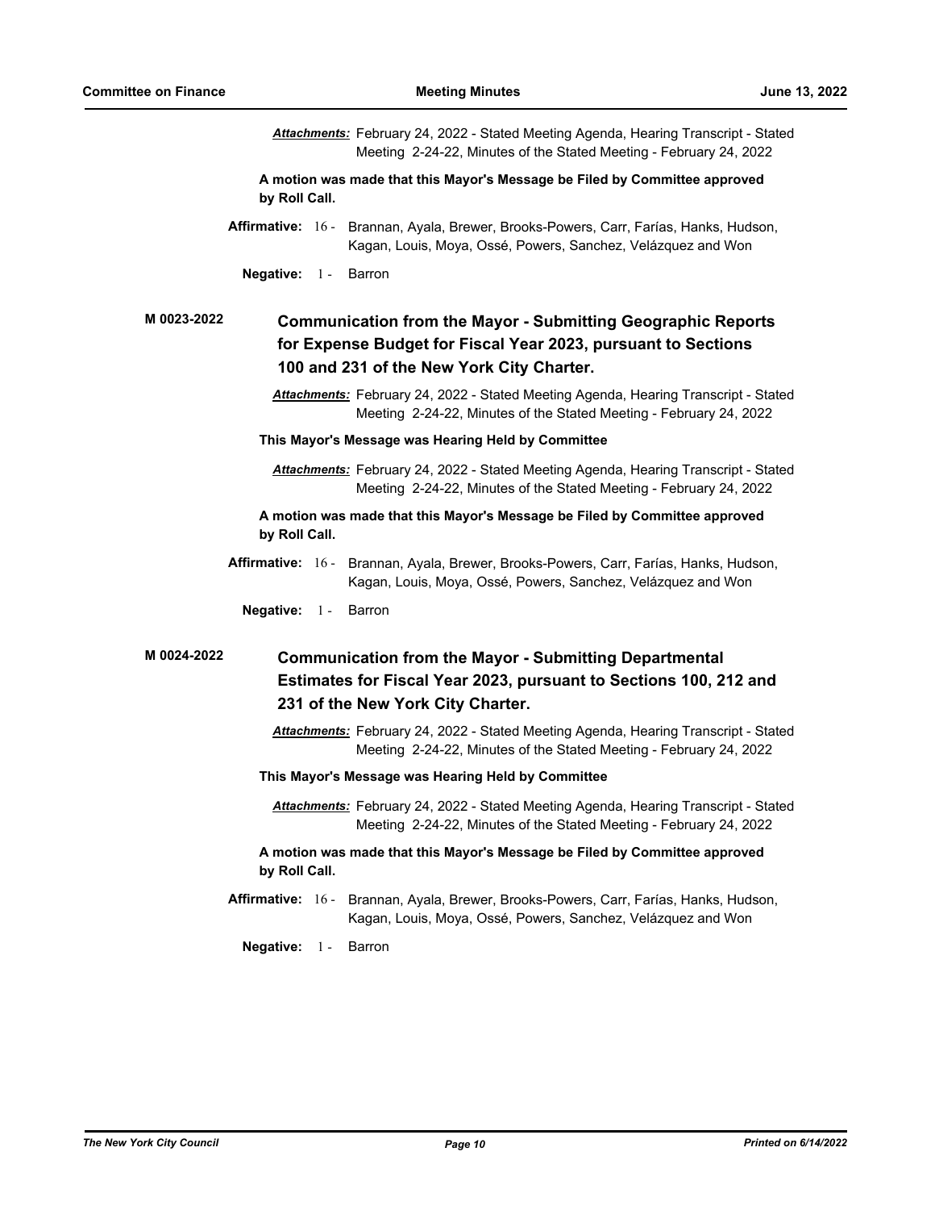***Attachments:*** February 24, 2022 - Stated Meeting Agenda, Hearing Transcript - Stated Meeting 2-24-22, Minutes of the Stated Meeting - February 24, 2022

**A motion was made that this Mayor's Message be Filed by Committee approved by Roll Call.**

**Affirmative:** 16 - Brannan, Ayala, Brewer, Brooks-Powers, Carr, Farías, Hanks, Hudson, Kagan, Louis, Moya, Ossé, Powers, Sanchez, Velázquez and Won

**Negative:** 1 - Barron

**M 0023-2022** **Communication from the Mayor - Submitting Geographic Reports for Expense Budget for Fiscal Year 2023, pursuant to Sections 100 and 231 of the New York City Charter.**

***Attachments:*** February 24, 2022 - Stated Meeting Agenda, Hearing Transcript - Stated Meeting 2-24-22, Minutes of the Stated Meeting - February 24, 2022

**This Mayor's Message was Hearing Held by Committee**

***Attachments:*** February 24, 2022 - Stated Meeting Agenda, Hearing Transcript - Stated Meeting 2-24-22, Minutes of the Stated Meeting - February 24, 2022

**A motion was made that this Mayor's Message be Filed by Committee approved by Roll Call.**

**Affirmative:** 16 - Brannan, Ayala, Brewer, Brooks-Powers, Carr, Farías, Hanks, Hudson, Kagan, Louis, Moya, Ossé, Powers, Sanchez, Velázquez and Won

**Negative:** 1 - Barron

**M 0024-2022** **Communication from the Mayor - Submitting Departmental Estimates for Fiscal Year 2023, pursuant to Sections 100, 212 and 231 of the New York City Charter.**

***Attachments:*** February 24, 2022 - Stated Meeting Agenda, Hearing Transcript - Stated Meeting 2-24-22, Minutes of the Stated Meeting - February 24, 2022

**This Mayor's Message was Hearing Held by Committee**

***Attachments:*** February 24, 2022 - Stated Meeting Agenda, Hearing Transcript - Stated Meeting 2-24-22, Minutes of the Stated Meeting - February 24, 2022

**A motion was made that this Mayor's Message be Filed by Committee approved by Roll Call.**

**Affirmative:** 16 - Brannan, Ayala, Brewer, Brooks-Powers, Carr, Farías, Hanks, Hudson, Kagan, Louis, Moya, Ossé, Powers, Sanchez, Velázquez and Won

**Negative:** 1 - Barron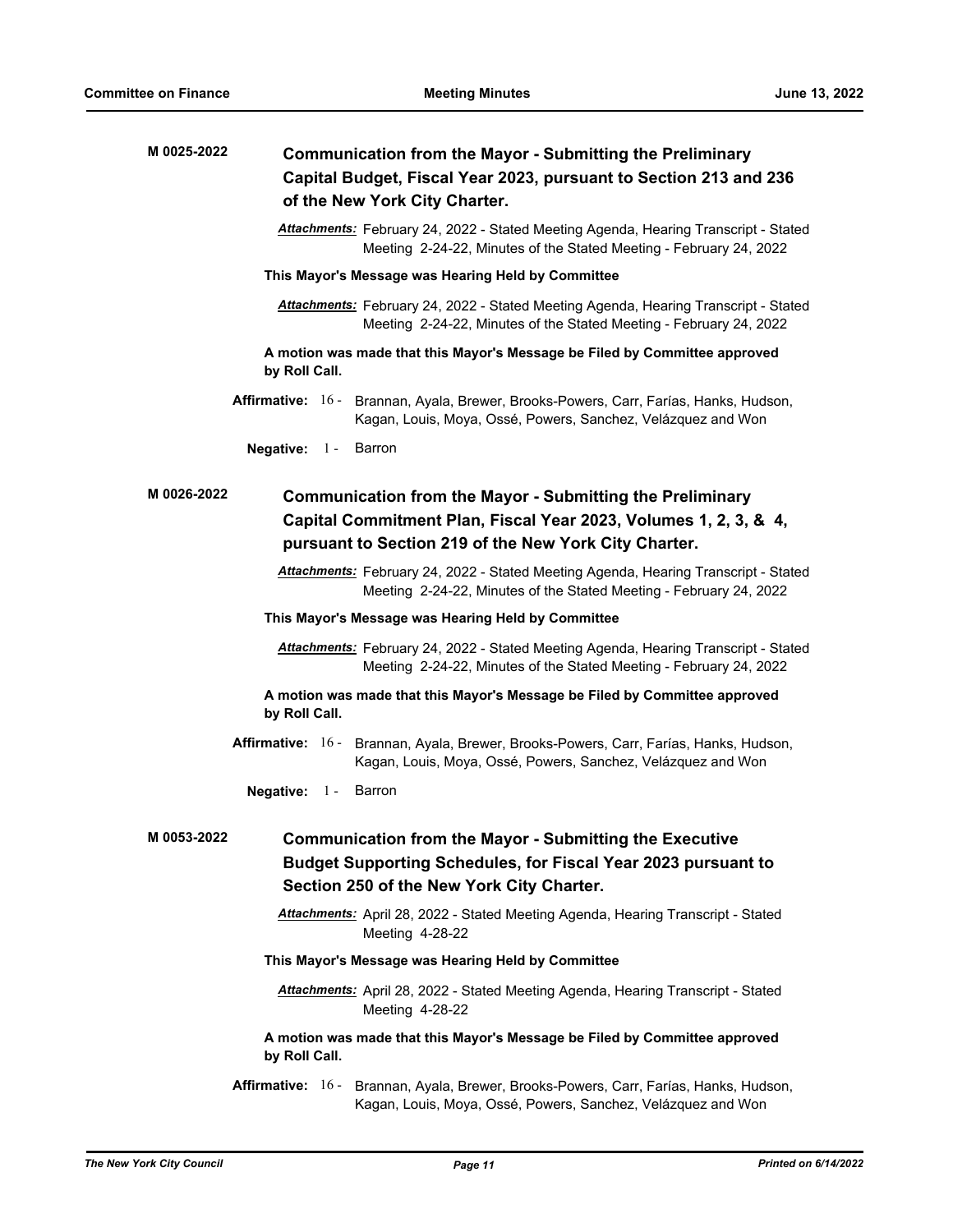**M 0025-2022** **Communication from the Mayor - Submitting the Preliminary Capital Budget, Fiscal Year 2023, pursuant to Section 213 and 236 of the New York City Charter.**

***Attachments:*** February 24, 2022 - Stated Meeting Agenda, Hearing Transcript - Stated Meeting 2-24-22, Minutes of the Stated Meeting - February 24, 2022

**This Mayor's Message was Hearing Held by Committee**

***Attachments:*** February 24, 2022 - Stated Meeting Agenda, Hearing Transcript - Stated Meeting 2-24-22, Minutes of the Stated Meeting - February 24, 2022

**A motion was made that this Mayor's Message be Filed by Committee approved by Roll Call.**

**Affirmative:** 16 - Brannan, Ayala, Brewer, Brooks-Powers, Carr, Farías, Hanks, Hudson, Kagan, Louis, Moya, Ossé, Powers, Sanchez, Velázquez and Won

**Negative:** 1 - Barron

**M 0026-2022** **Communication from the Mayor - Submitting the Preliminary Capital Commitment Plan, Fiscal Year 2023, Volumes 1, 2, 3, & 4, pursuant to Section 219 of the New York City Charter.**

***Attachments:*** February 24, 2022 - Stated Meeting Agenda, Hearing Transcript - Stated Meeting 2-24-22, Minutes of the Stated Meeting - February 24, 2022

**This Mayor's Message was Hearing Held by Committee**

***Attachments:*** February 24, 2022 - Stated Meeting Agenda, Hearing Transcript - Stated Meeting 2-24-22, Minutes of the Stated Meeting - February 24, 2022

**A motion was made that this Mayor's Message be Filed by Committee approved by Roll Call.**

**Affirmative:** 16 - Brannan, Ayala, Brewer, Brooks-Powers, Carr, Farías, Hanks, Hudson, Kagan, Louis, Moya, Ossé, Powers, Sanchez, Velázquez and Won

**Negative:** 1 - Barron

**M 0053-2022** **Communication from the Mayor - Submitting the Executive Budget Supporting Schedules, for Fiscal Year 2023 pursuant to Section 250 of the New York City Charter.**

***Attachments:*** April 28, 2022 - Stated Meeting Agenda, Hearing Transcript - Stated Meeting 4-28-22

**This Mayor's Message was Hearing Held by Committee**

***Attachments:*** April 28, 2022 - Stated Meeting Agenda, Hearing Transcript - Stated Meeting 4-28-22

**A motion was made that this Mayor's Message be Filed by Committee approved by Roll Call.**

**Affirmative:** 16 - Brannan, Ayala, Brewer, Brooks-Powers, Carr, Farías, Hanks, Hudson, Kagan, Louis, Moya, Ossé, Powers, Sanchez, Velázquez and Won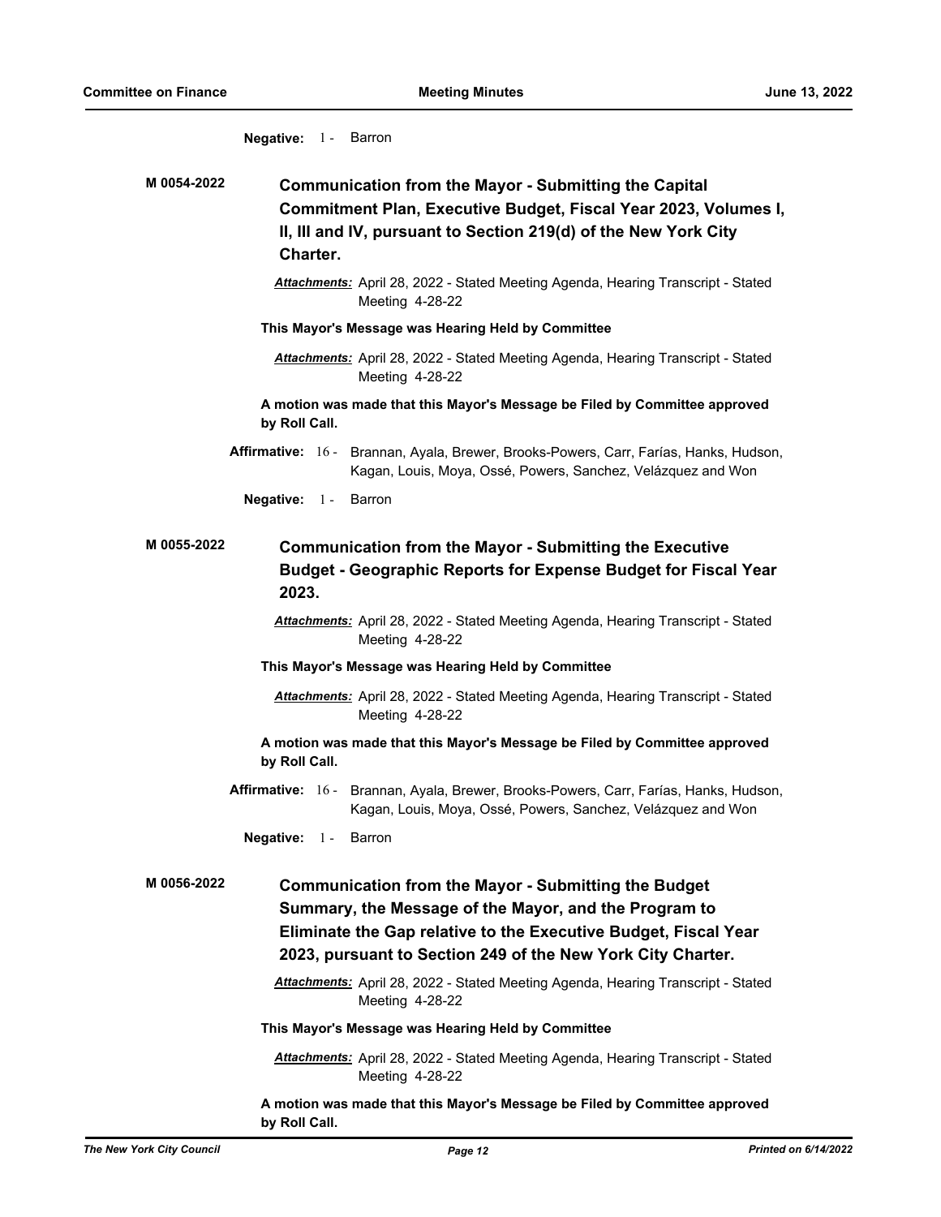**Negative:** 1 - Barron

**M 0054-2022** **Communication from the Mayor - Submitting the Capital Commitment Plan, Executive Budget, Fiscal Year 2023, Volumes I, II, III and IV, pursuant to Section 219(d) of the New York City Charter.**

***Attachments:*** April 28, 2022 - Stated Meeting Agenda, Hearing Transcript - Stated Meeting 4-28-22

**This Mayor's Message was Hearing Held by Committee**

***Attachments:*** April 28, 2022 - Stated Meeting Agenda, Hearing Transcript - Stated Meeting 4-28-22

**A motion was made that this Mayor's Message be Filed by Committee approved by Roll Call.**

**Affirmative:** 16 - Brannan, Ayala, Brewer, Brooks-Powers, Carr, Farías, Hanks, Hudson, Kagan, Louis, Moya, Ossé, Powers, Sanchez, Velázquez and Won

**Negative:** 1 - Barron

**M 0055-2022** **Communication from the Mayor - Submitting the Executive Budget - Geographic Reports for Expense Budget for Fiscal Year 2023.**

***Attachments:*** April 28, 2022 - Stated Meeting Agenda, Hearing Transcript - Stated Meeting 4-28-22

**This Mayor's Message was Hearing Held by Committee**

***Attachments:*** April 28, 2022 - Stated Meeting Agenda, Hearing Transcript - Stated Meeting 4-28-22

**A motion was made that this Mayor's Message be Filed by Committee approved by Roll Call.**

**Affirmative:** 16 - Brannan, Ayala, Brewer, Brooks-Powers, Carr, Farías, Hanks, Hudson, Kagan, Louis, Moya, Ossé, Powers, Sanchez, Velázquez and Won

**Negative:** 1 - Barron

**M 0056-2022** **Communication from the Mayor - Submitting the Budget Summary, the Message of the Mayor, and the Program to Eliminate the Gap relative to the Executive Budget, Fiscal Year 2023, pursuant to Section 249 of the New York City Charter.**

***Attachments:*** April 28, 2022 - Stated Meeting Agenda, Hearing Transcript - Stated Meeting 4-28-22

**This Mayor's Message was Hearing Held by Committee**

***Attachments:*** April 28, 2022 - Stated Meeting Agenda, Hearing Transcript - Stated Meeting 4-28-22

**A motion was made that this Mayor's Message be Filed by Committee approved by Roll Call.**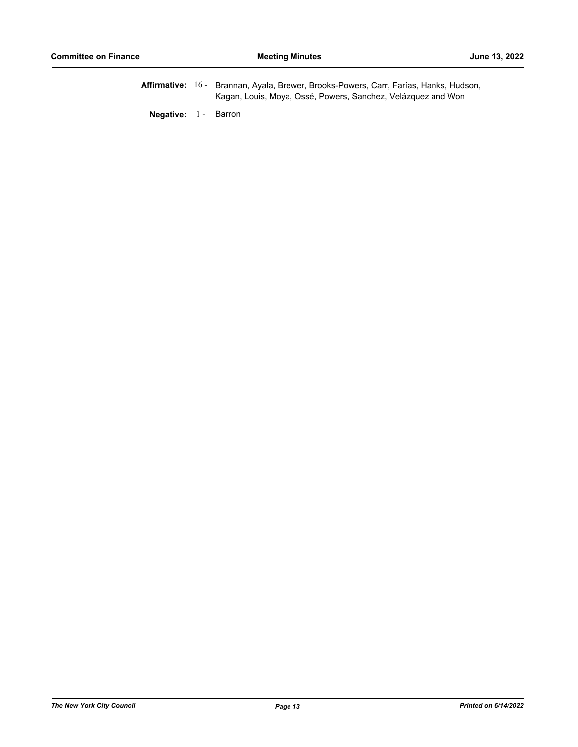**Affirmative:** 16 - Brannan, Ayala, Brewer, Brooks-Powers, Carr, Farías, Hanks, Hudson, Kagan, Louis, Moya, Ossé, Powers, Sanchez, Velázquez and Won

**Negative:** 1 - Barron